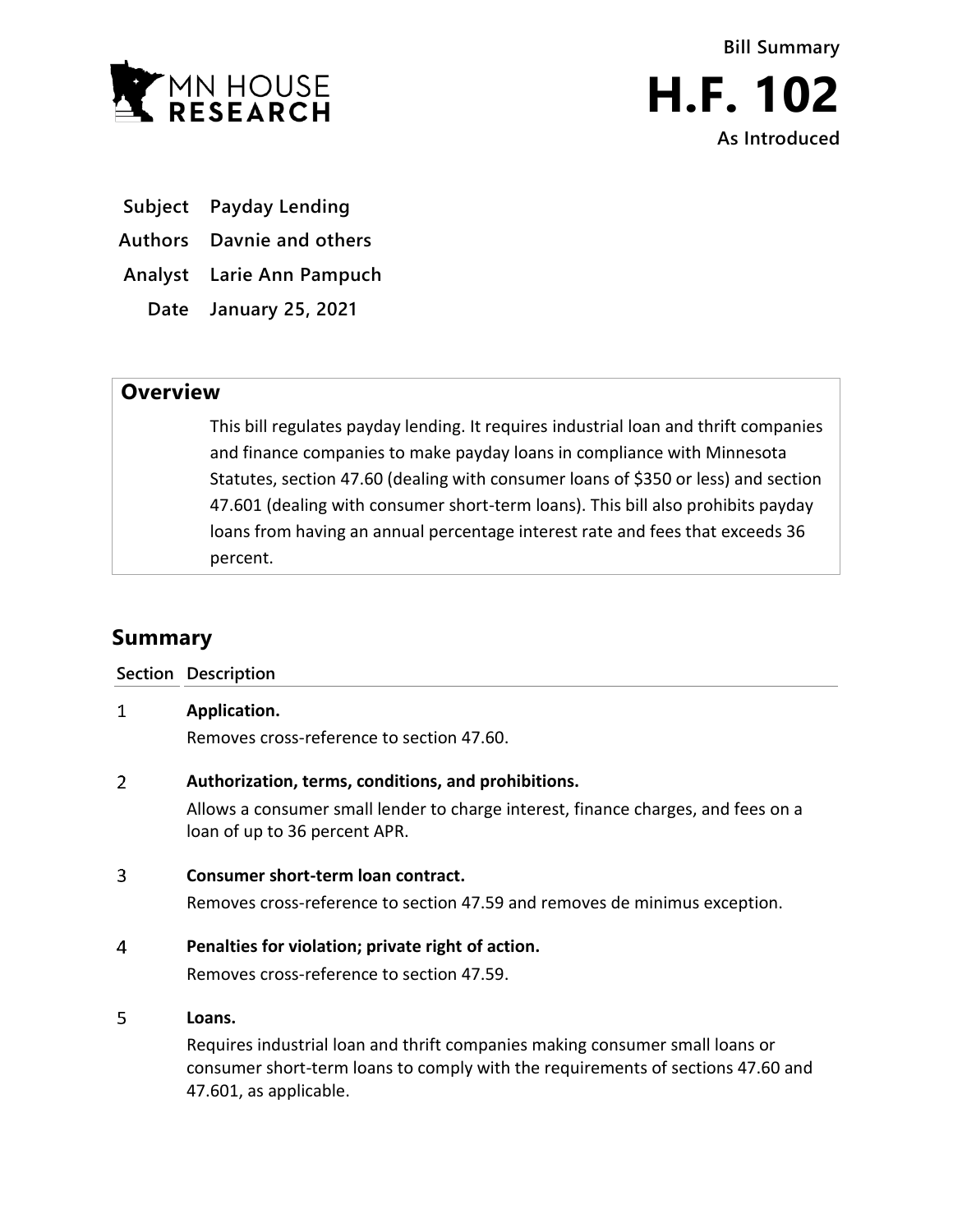MN HOUSE RESEARCH

Bill Summary

# H.F. 102

As Introduced

**Subject** Payday Lending

**Authors** Davnie and others

**Analyst** Larie Ann Pampuch

**Date** January 25, 2021

## Overview

This bill regulates payday lending. It requires industrial loan and thrift companies and finance companies to make payday loans in compliance with Minnesota Statutes, section 47.60 (dealing with consumer loans of $350 or less) and section 47.601 (dealing with consumer short-term loans). This bill also prohibits payday loans from having an annual percentage interest rate and fees that exceeds 36 percent.

## Summary

| Section | Description |
|---|---|
| 1 | **Application.** Removes cross-reference to section 47.60. |
| 2 | **Authorization, terms, conditions, and prohibitions.** Allows a consumer small lender to charge interest, finance charges, and fees on a loan of up to 36 percent APR. |
| 3 | **Consumer short-term loan contract.** Removes cross-reference to section 47.59 and removes de minimus exception. |
| 4 | **Penalties for violation; private right of action.** Removes cross-reference to section 47.59. |
| 5 | **Loans.** Requires industrial loan and thrift companies making consumer small loans or consumer short-term loans to comply with the requirements of sections 47.60 and 47.601, as applicable. |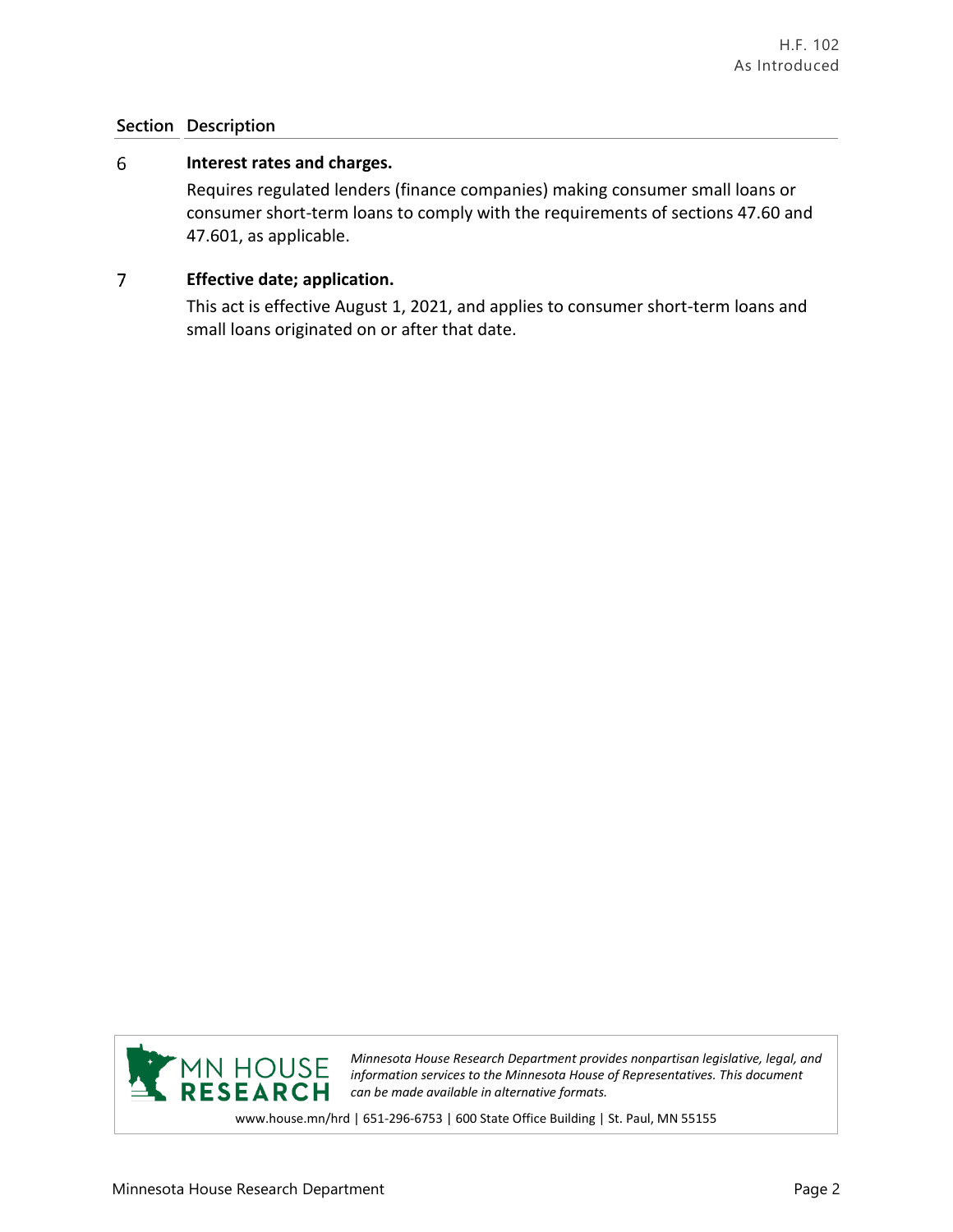| Section | Description |
|---|---|
| 6 | **Interest rates and charges.**<br>Requires regulated lenders (finance companies) making consumer small loans or consumer short-term loans to comply with the requirements of sections 47.60 and 47.601, as applicable. |
| 7 | **Effective date; application.**<br>This act is effective August 1, 2021, and applies to consumer short-term loans and small loans originated on or after that date. |

MN HOUSE RESEARCH

*Minnesota House Research Department provides nonpartisan legislative, legal, and information services to the Minnesota House of Representatives. This document can be made available in alternative formats.*

www.house.mn/hrd | 651-296-6753 | 600 State Office Building | St. Paul, MN 55155